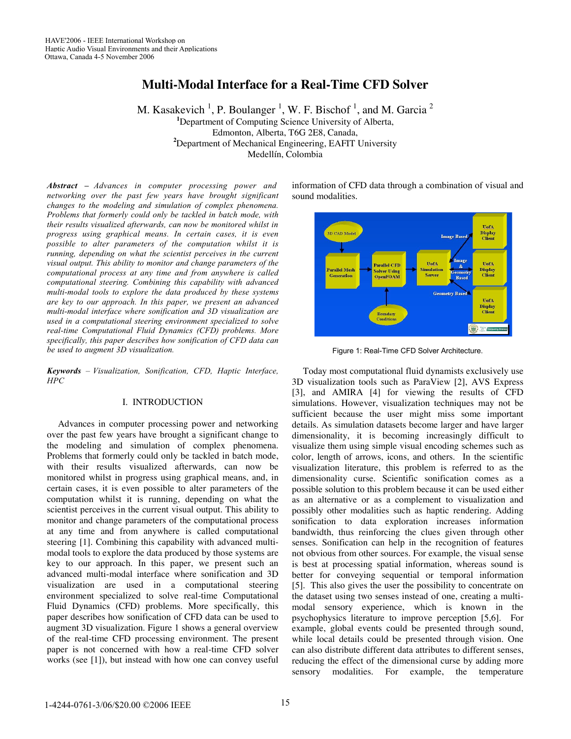# Multi-Modal Interface for a Real-Time CFD Solver

M. Kasakevich [1], P. Boulanger [1], W. F. Bischof [1], and M. Garcia [2]

[1]Department of Computing Science University of Alberta, Edmonton, Alberta, T6G 2E8, Canada,

[2]Department of Mechanical Engineering, EAFIT University Medellín, Colombia

***Abstract*** *– Advances in computer processing power and networking over the past few years have brought significant changes to the modeling and simulation of complex phenomena. Problems that formerly could only be tackled in batch mode, with their results visualized afterwards, can now be monitored whilst in progress using graphical means. In certain cases, it is even possible to alter parameters of the computation whilst it is running, depending on what the scientist perceives in the current visual output. This ability to monitor and change parameters of the computational process at any time and from anywhere is called computational steering. Combining this capability with advanced multi-modal tools to explore the data produced by these systems are key to our approach. In this paper, we present an advanced multi-modal interface where sonification and 3D visualization are used in a computational steering environment specialized to solve real-time Computational Fluid Dynamics (CFD) problems. More specifically, this paper describes how sonification of CFD data can be used to augment 3D visualization.*

***Keywords*** *– Visualization, Sonification, CFD, Haptic Interface, HPC*

## I. INTRODUCTION

Advances in computer processing power and networking over the past few years have brought a significant change to the modeling and simulation of complex phenomena. Problems that formerly could only be tackled in batch mode, with their results visualized afterwards, can now be monitored whilst in progress using graphical means, and, in certain cases, it is even possible to alter parameters of the computation whilst it is running, depending on what the scientist perceives in the current visual output. This ability to monitor and change parameters of the computational process at any time and from anywhere is called computational steering [1]. Combining this capability with advanced multi-modal tools to explore the data produced by those systems are key to our approach. In this paper, we present such an advanced multi-modal interface where sonification and 3D visualization are used in a computational steering environment specialized to solve real-time Computational Fluid Dynamics (CFD) problems. More specifically, this paper describes how sonification of CFD data can be used to augment 3D visualization. Figure 1 shows a general overview of the real-time CFD processing environment. The present paper is not concerned with how a real-time CFD solver works (see [1]), but instead with how one can convey useful information of CFD data through a combination of visual and sound modalities.

Figure 1: Real-Time CFD Solver Architecture.

Today most computational fluid dynamists exclusively use 3D visualization tools such as ParaView [2], AVS Express [3], and AMIRA [4] for viewing the results of CFD simulations. However, visualization techniques may not be sufficient because the user might miss some important details. As simulation datasets become larger and have larger dimensionality, it is becoming increasingly difficult to visualize them using simple visual encoding schemes such as color, length of arrows, icons, and others. In the scientific visualization literature, this problem is referred to as the dimensionality curse. Scientific sonification comes as a possible solution to this problem because it can be used either as an alternative or as a complement to visualization and possibly other modalities such as haptic rendering. Adding sonification to data exploration increases information bandwidth, thus reinforcing the clues given through other senses. Sonification can help in the recognition of features not obvious from other sources. For example, the visual sense is best at processing spatial information, whereas sound is better for conveying sequential or temporal information [5]. This also gives the user the possibility to concentrate on the dataset using two senses instead of one, creating a multi-modal sensory experience, which is known in the psychophysics literature to improve perception [5,6]. For example, global events could be presented through sound, while local details could be presented through vision. One can also distribute different data attributes to different senses, reducing the effect of the dimensional curse by adding more sensory modalities. For example, the temperature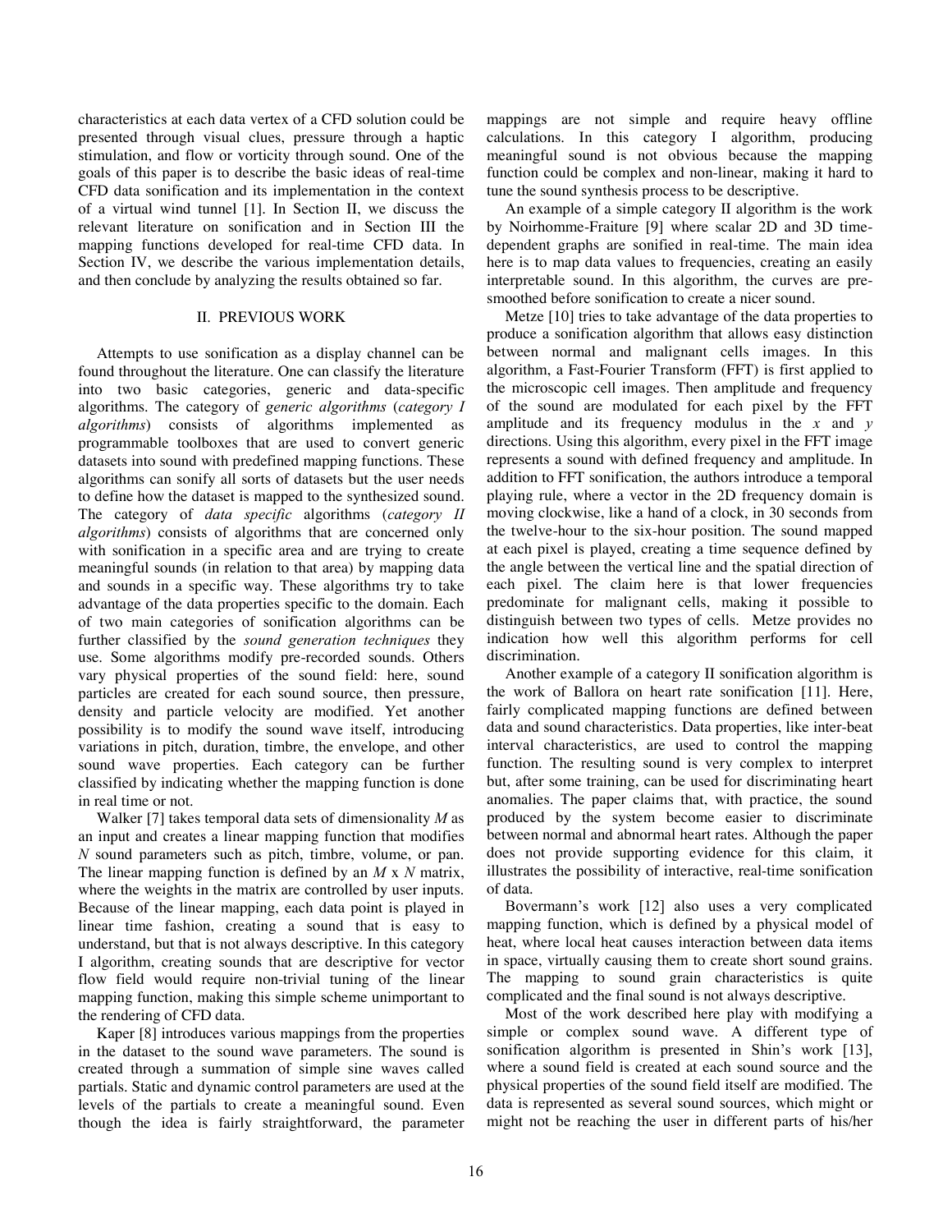characteristics at each data vertex of a CFD solution could be presented through visual clues, pressure through a haptic stimulation, and flow or vorticity through sound. One of the goals of this paper is to describe the basic ideas of real-time CFD data sonification and its implementation in the context of a virtual wind tunnel [1]. In Section II, we discuss the relevant literature on sonification and in Section III the mapping functions developed for real-time CFD data. In Section IV, we describe the various implementation details, and then conclude by analyzing the results obtained so far.

## II. PREVIOUS WORK

Attempts to use sonification as a display channel can be found throughout the literature. One can classify the literature into two basic categories, generic and data-specific algorithms. The category of *generic algorithms* (*category I algorithms*) consists of algorithms implemented as programmable toolboxes that are used to convert generic datasets into sound with predefined mapping functions. These algorithms can sonify all sorts of datasets but the user needs to define how the dataset is mapped to the synthesized sound. The category of *data specific* algorithms (*category II algorithms*) consists of algorithms that are concerned only with sonification in a specific area and are trying to create meaningful sounds (in relation to that area) by mapping data and sounds in a specific way. These algorithms try to take advantage of the data properties specific to the domain. Each of two main categories of sonification algorithms can be further classified by the *sound generation techniques* they use. Some algorithms modify pre-recorded sounds. Others vary physical properties of the sound field: here, sound particles are created for each sound source, then pressure, density and particle velocity are modified. Yet another possibility is to modify the sound wave itself, introducing variations in pitch, duration, timbre, the envelope, and other sound wave properties. Each category can be further classified by indicating whether the mapping function is done in real time or not.

Walker [7] takes temporal data sets of dimensionality *M* as an input and creates a linear mapping function that modifies *N* sound parameters such as pitch, timbre, volume, or pan. The linear mapping function is defined by an *M* x *N* matrix, where the weights in the matrix are controlled by user inputs. Because of the linear mapping, each data point is played in linear time fashion, creating a sound that is easy to understand, but that is not always descriptive. In this category I algorithm, creating sounds that are descriptive for vector flow field would require non-trivial tuning of the linear mapping function, making this simple scheme unimportant to the rendering of CFD data.

Kaper [8] introduces various mappings from the properties in the dataset to the sound wave parameters. The sound is created through a summation of simple sine waves called partials. Static and dynamic control parameters are used at the levels of the partials to create a meaningful sound. Even though the idea is fairly straightforward, the parameter mappings are not simple and require heavy offline calculations. In this category I algorithm, producing meaningful sound is not obvious because the mapping function could be complex and non-linear, making it hard to tune the sound synthesis process to be descriptive.

An example of a simple category II algorithm is the work by Noirhomme-Fraiture [9] where scalar 2D and 3D time-dependent graphs are sonified in real-time. The main idea here is to map data values to frequencies, creating an easily interpretable sound. In this algorithm, the curves are pre-smoothed before sonification to create a nicer sound.

Metze [10] tries to take advantage of the data properties to produce a sonification algorithm that allows easy distinction between normal and malignant cells images. In this algorithm, a Fast-Fourier Transform (FFT) is first applied to the microscopic cell images. Then amplitude and frequency of the sound are modulated for each pixel by the FFT amplitude and its frequency modulus in the *x* and *y* directions. Using this algorithm, every pixel in the FFT image represents a sound with defined frequency and amplitude. In addition to FFT sonification, the authors introduce a temporal playing rule, where a vector in the 2D frequency domain is moving clockwise, like a hand of a clock, in 30 seconds from the twelve-hour to the six-hour position. The sound mapped at each pixel is played, creating a time sequence defined by the angle between the vertical line and the spatial direction of each pixel. The claim here is that lower frequencies predominate for malignant cells, making it possible to distinguish between two types of cells. Metze provides no indication how well this algorithm performs for cell discrimination.

Another example of a category II sonification algorithm is the work of Ballora on heart rate sonification [11]. Here, fairly complicated mapping functions are defined between data and sound characteristics. Data properties, like inter-beat interval characteristics, are used to control the mapping function. The resulting sound is very complex to interpret but, after some training, can be used for discriminating heart anomalies. The paper claims that, with practice, the sound produced by the system become easier to discriminate between normal and abnormal heart rates. Although the paper does not provide supporting evidence for this claim, it illustrates the possibility of interactive, real-time sonification of data.

Bovermann's work [12] also uses a very complicated mapping function, which is defined by a physical model of heat, where local heat causes interaction between data items in space, virtually causing them to create short sound grains. The mapping to sound grain characteristics is quite complicated and the final sound is not always descriptive.

Most of the work described here play with modifying a simple or complex sound wave. A different type of sonification algorithm is presented in Shin's work [13], where a sound field is created at each sound source and the physical properties of the sound field itself are modified. The data is represented as several sound sources, which might or might not be reaching the user in different parts of his/her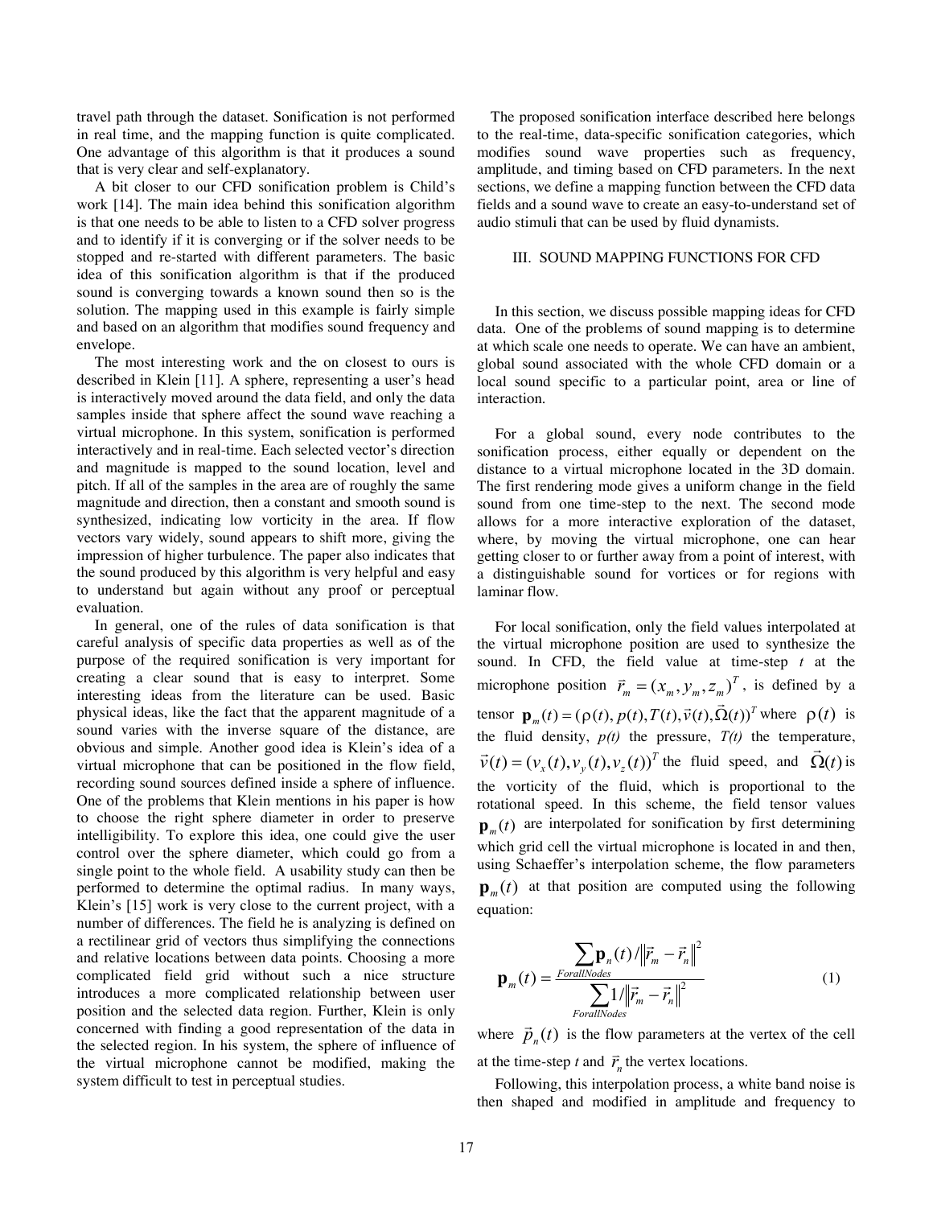travel path through the dataset. Sonification is not performed in real time, and the mapping function is quite complicated. One advantage of this algorithm is that it produces a sound that is very clear and self-explanatory.

A bit closer to our CFD sonification problem is Child's work [14]. The main idea behind this sonification algorithm is that one needs to be able to listen to a CFD solver progress and to identify if it is converging or if the solver needs to be stopped and re-started with different parameters. The basic idea of this sonification algorithm is that if the produced sound is converging towards a known sound then so is the solution. The mapping used in this example is fairly simple and based on an algorithm that modifies sound frequency and envelope.

The most interesting work and the on closest to ours is described in Klein [11]. A sphere, representing a user's head is interactively moved around the data field, and only the data samples inside that sphere affect the sound wave reaching a virtual microphone. In this system, sonification is performed interactively and in real-time. Each selected vector's direction and magnitude is mapped to the sound location, level and pitch. If all of the samples in the area are of roughly the same magnitude and direction, then a constant and smooth sound is synthesized, indicating low vorticity in the area. If flow vectors vary widely, sound appears to shift more, giving the impression of higher turbulence. The paper also indicates that the sound produced by this algorithm is very helpful and easy to understand but again without any proof or perceptual evaluation.

In general, one of the rules of data sonification is that careful analysis of specific data properties as well as of the purpose of the required sonification is very important for creating a clear sound that is easy to interpret. Some interesting ideas from the literature can be used. Basic physical ideas, like the fact that the apparent magnitude of a sound varies with the inverse square of the distance, are obvious and simple. Another good idea is Klein's idea of a virtual microphone that can be positioned in the flow field, recording sound sources defined inside a sphere of influence. One of the problems that Klein mentions in his paper is how to choose the right sphere diameter in order to preserve intelligibility. To explore this idea, one could give the user control over the sphere diameter, which could go from a single point to the whole field. A usability study can then be performed to determine the optimal radius. In many ways, Klein's [15] work is very close to the current project, with a number of differences. The field he is analyzing is defined on a rectilinear grid of vectors thus simplifying the connections and relative locations between data points. Choosing a more complicated field grid without such a nice structure introduces a more complicated relationship between user position and the selected data region. Further, Klein is only concerned with finding a good representation of the data in the selected region. In his system, the sphere of influence of the virtual microphone cannot be modified, making the system difficult to test in perceptual studies.

The proposed sonification interface described here belongs to the real-time, data-specific sonification categories, which modifies sound wave properties such as frequency, amplitude, and timing based on CFD parameters. In the next sections, we define a mapping function between the CFD data fields and a sound wave to create an easy-to-understand set of audio stimuli that can be used by fluid dynamists.

## III. SOUND MAPPING FUNCTIONS FOR CFD

In this section, we discuss possible mapping ideas for CFD data. One of the problems of sound mapping is to determine at which scale one needs to operate. We can have an ambient, global sound associated with the whole CFD domain or a local sound specific to a particular point, area or line of interaction.

For a global sound, every node contributes to the sonification process, either equally or dependent on the distance to a virtual microphone located in the 3D domain. The first rendering mode gives a uniform change in the field sound from one time-step to the next. The second mode allows for a more interactive exploration of the dataset, where, by moving the virtual microphone, one can hear getting closer to or further away from a point of interest, with a distinguishable sound for vortices or for regions with laminar flow.

For local sonification, only the field values interpolated at the virtual microphone position are used to synthesize the sound. In CFD, the field value at time-step $t$ at the microphone position $\vec{r}_m = (x_m, y_m, z_m)^T$, is defined by a tensor $\mathbf{p}_m(t) = (\rho(t), p(t), T(t), \vec{v}(t), \vec{\Omega}(t))^T$ where $\rho(t)$ is the fluid density, $p(t)$ the pressure, $T(t)$ the temperature, $\vec{v}(t) = (v_x(t), v_y(t), v_z(t))^T$ the fluid speed, and $\vec{\Omega}(t)$ is the vorticity of the fluid, which is proportional to the rotational speed. In this scheme, the field tensor values $\mathbf{p}_m(t)$ are interpolated for sonification by first determining which grid cell the virtual microphone is located in and then, using Schaeffer's interpolation scheme, the flow parameters $\mathbf{p}_m(t)$ at that position are computed using the following equation:

$$\mathbf{p}_m(t) = \frac{\sum_{ForallNodes} \mathbf{p}_n(t) / \left\| \vec{r}_m - \vec{r}_n \right\|^2}{\sum_{ForallNodes} 1 / \left\| \vec{r}_m - \vec{r}_n \right\|^2} \tag{1}$$

where $\vec{p}_n(t)$ is the flow parameters at the vertex of the cell at the time-step $t$ and $\vec{r}_n$ the vertex locations.

Following, this interpolation process, a white band noise is then shaped and modified in amplitude and frequency to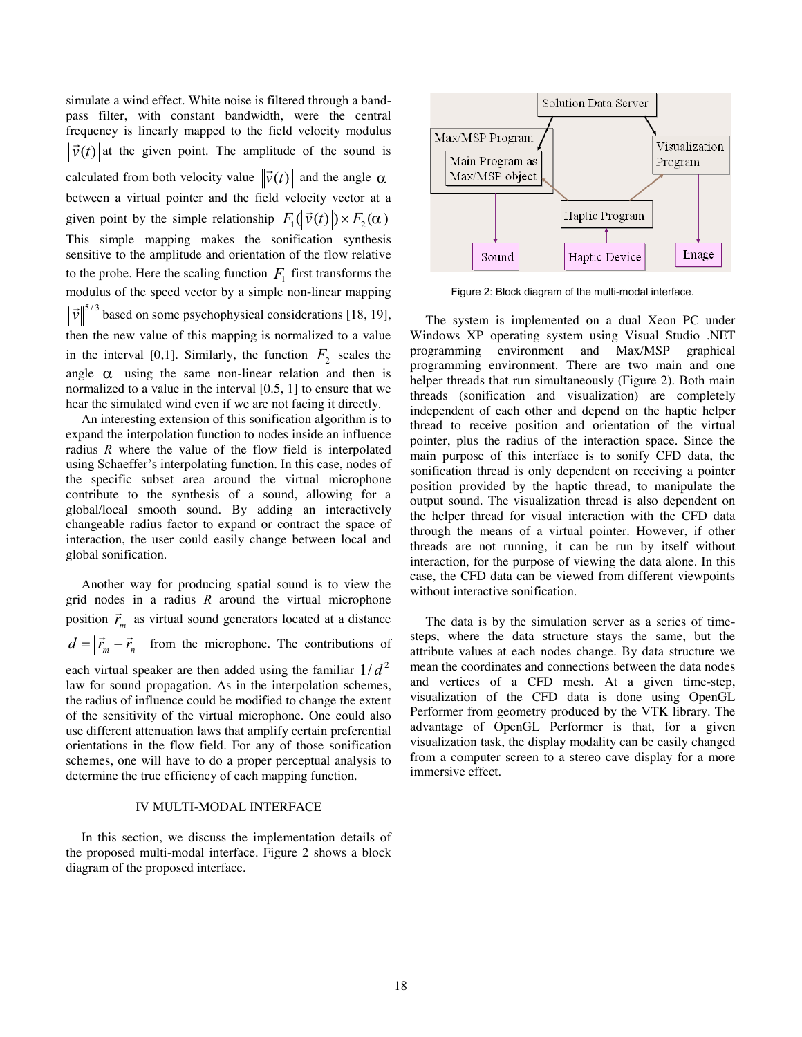simulate a wind effect. White noise is filtered through a band-pass filter, with constant bandwidth, were the central frequency is linearly mapped to the field velocity modulus $\|\vec{v}(t)\|$ at the given point. The amplitude of the sound is calculated from both velocity value $\|\vec{v}(t)\|$ and the angle $\alpha$ between a virtual pointer and the field velocity vector at a given point by the simple relationship $F_1(\|\vec{v}(t)\|) \times F_2(\alpha)$ This simple mapping makes the sonification synthesis sensitive to the amplitude and orientation of the flow relative to the probe. Here the scaling function $F_1$ first transforms the modulus of the speed vector by a simple non-linear mapping $\|\vec{v}\|^{5/3}$ based on some psychophysical considerations [18, 19], then the new value of this mapping is normalized to a value in the interval [0,1]. Similarly, the function $F_2$ scales the angle $\alpha$ using the same non-linear relation and then is normalized to a value in the interval [0.5, 1] to ensure that we hear the simulated wind even if we are not facing it directly.

An interesting extension of this sonification algorithm is to expand the interpolation function to nodes inside an influence radius $R$ where the value of the flow field is interpolated using Schaeffer's interpolating function. In this case, nodes of the specific subset area around the virtual microphone contribute to the synthesis of a sound, allowing for a global/local smooth sound. By adding an interactively changeable radius factor to expand or contract the space of interaction, the user could easily change between local and global sonification.

Another way for producing spatial sound is to view the grid nodes in a radius $R$ around the virtual microphone position $\vec{r}_m$ as virtual sound generators located at a distance $d = \|\vec{r}_m - \vec{r}_n\|$ from the microphone. The contributions of each virtual speaker are then added using the familiar $1/d^2$ law for sound propagation. As in the interpolation schemes, the radius of influence could be modified to change the extent of the sensitivity of the virtual microphone. One could also use different attenuation laws that amplify certain preferential orientations in the flow field. For any of those sonification schemes, one will have to do a proper perceptual analysis to determine the true efficiency of each mapping function.

## IV MULTI-MODAL INTERFACE

In this section, we discuss the implementation details of the proposed multi-modal interface. Figure 2 shows a block diagram of the proposed interface.

Figure 2: Block diagram of the multi-modal interface.

The system is implemented on a dual Xeon PC under Windows XP operating system using Visual Studio .NET programming environment and Max/MSP graphical programming environment. There are two main and one helper threads that run simultaneously (Figure 2). Both main threads (sonification and visualization) are completely independent of each other and depend on the haptic helper thread to receive position and orientation of the virtual pointer, plus the radius of the interaction space. Since the main purpose of this interface is to sonify CFD data, the sonification thread is only dependent on receiving a pointer position provided by the haptic thread, to manipulate the output sound. The visualization thread is also dependent on the helper thread for visual interaction with the CFD data through the means of a virtual pointer. However, if other threads are not running, it can be run by itself without interaction, for the purpose of viewing the data alone. In this case, the CFD data can be viewed from different viewpoints without interactive sonification.

The data is by the simulation server as a series of time-steps, where the data structure stays the same, but the attribute values at each nodes change. By data structure we mean the coordinates and connections between the data nodes and vertices of a CFD mesh. At a given time-step, visualization of the CFD data is done using OpenGL Performer from geometry produced by the VTK library. The advantage of OpenGL Performer is that, for a given visualization task, the display modality can be easily changed from a computer screen to a stereo cave display for a more immersive effect.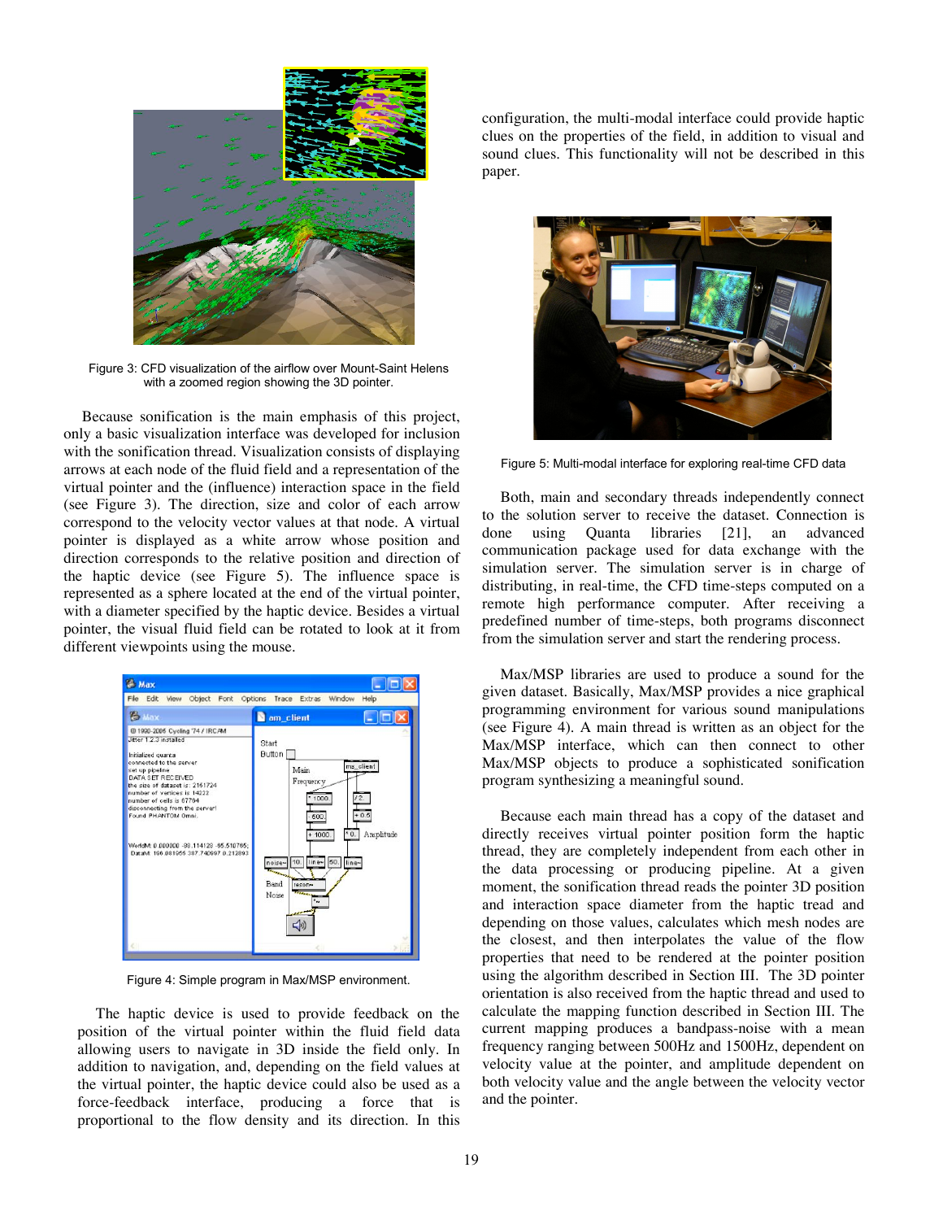Figure 3: CFD visualization of the airflow over Mount-Saint Helens with a zoomed region showing the 3D pointer.

Because sonification is the main emphasis of this project, only a basic visualization interface was developed for inclusion with the sonification thread. Visualization consists of displaying arrows at each node of the fluid field and a representation of the virtual pointer and the (influence) interaction space in the field (see Figure 3). The direction, size and color of each arrow correspond to the velocity vector values at that node. A virtual pointer is displayed as a white arrow whose position and direction corresponds to the relative position and direction of the haptic device (see Figure 5). The influence space is represented as a sphere located at the end of the virtual pointer, with a diameter specified by the haptic device. Besides a virtual pointer, the visual fluid field can be rotated to look at it from different viewpoints using the mouse.

Figure 4: Simple program in Max/MSP environment.

The haptic device is used to provide feedback on the position of the virtual pointer within the fluid field data allowing users to navigate in 3D inside the field only. In addition to navigation, and, depending on the field values at the virtual pointer, the haptic device could also be used as a force-feedback interface, producing a force that is proportional to the flow density and its direction. In this configuration, the multi-modal interface could provide haptic clues on the properties of the field, in addition to visual and sound clues. This functionality will not be described in this paper.

Figure 5: Multi-modal interface for exploring real-time CFD data

Both, main and secondary threads independently connect to the solution server to receive the dataset. Connection is done using Quanta libraries [21], an advanced communication package used for data exchange with the simulation server. The simulation server is in charge of distributing, in real-time, the CFD time-steps computed on a remote high performance computer. After receiving a predefined number of time-steps, both programs disconnect from the simulation server and start the rendering process.

Max/MSP libraries are used to produce a sound for the given dataset. Basically, Max/MSP provides a nice graphical programming environment for various sound manipulations (see Figure 4). A main thread is written as an object for the Max/MSP interface, which can then connect to other Max/MSP objects to produce a sophisticated sonification program synthesizing a meaningful sound.

Because each main thread has a copy of the dataset and directly receives virtual pointer position form the haptic thread, they are completely independent from each other in the data processing or producing pipeline. At a given moment, the sonification thread reads the pointer 3D position and interaction space diameter from the haptic tread and depending on those values, calculates which mesh nodes are the closest, and then interpolates the value of the flow properties that need to be rendered at the pointer position using the algorithm described in Section III. The 3D pointer orientation is also received from the haptic thread and used to calculate the mapping function described in Section III. The current mapping produces a bandpass-noise with a mean frequency ranging between 500Hz and 1500Hz, dependent on velocity value at the pointer, and amplitude dependent on both velocity value and the angle between the velocity vector and the pointer.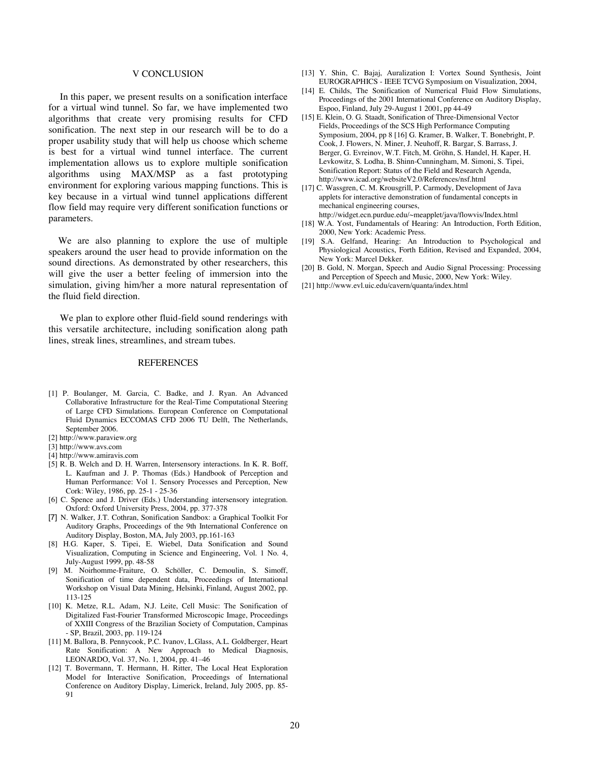## V CONCLUSION

In this paper, we present results on a sonification interface for a virtual wind tunnel. So far, we have implemented two algorithms that create very promising results for CFD sonification. The next step in our research will be to do a proper usability study that will help us choose which scheme is best for a virtual wind tunnel interface. The current implementation allows us to explore multiple sonification algorithms using MAX/MSP as a fast prototyping environment for exploring various mapping functions. This is key because in a virtual wind tunnel applications different flow field may require very different sonification functions or parameters.

We are also planning to explore the use of multiple speakers around the user head to provide information on the sound directions. As demonstrated by other researchers, this will give the user a better feeling of immersion into the simulation, giving him/her a more natural representation of the fluid field direction.

We plan to explore other fluid-field sound renderings with this versatile architecture, including sonification along path lines, streak lines, streamlines, and stream tubes.

## REFERENCES

[1] P. Boulanger, M. Garcia, C. Badke, and J. Ryan. An Advanced Collaborative Infrastructure for the Real-Time Computational Steering of Large CFD Simulations. European Conference on Computational Fluid Dynamics ECCOMAS CFD 2006 TU Delft, The Netherlands, September 2006.

[2] http://www.paraview.org

[3] http://www.avs.com

[4] http://www.amiravis.com

[5] R. B. Welch and D. H. Warren, Intersensory interactions. In K. R. Boff, L. Kaufman and J. P. Thomas (Eds.) Handbook of Perception and Human Performance: Vol 1. Sensory Processes and Perception, New Cork: Wiley, 1986, pp. 25-1 - 25-36

[6] C. Spence and J. Driver (Eds.) Understanding intersensory integration. Oxford: Oxford University Press, 2004, pp. 377-378

[7] N. Walker, J.T. Cothran, Sonification Sandbox: a Graphical Toolkit For Auditory Graphs, Proceedings of the 9th International Conference on Auditory Display, Boston, MA, July 2003, pp.161-163

[8] H.G. Kaper, S. Tipei, E. Wiebel, Data Sonification and Sound Visualization, Computing in Science and Engineering, Vol. 1 No. 4, July-August 1999, pp. 48-58

[9] M. Noirhomme-Fraiture, O. Schöller, C. Demoulin, S. Simoff, Sonification of time dependent data, Proceedings of International Workshop on Visual Data Mining, Helsinki, Finland, August 2002, pp. 113-125

[10] K. Metze, R.L. Adam, N.J. Leite, Cell Music: The Sonification of Digitalized Fast-Fourier Transformed Microscopic Image, Proceedings of XXIII Congress of the Brazilian Society of Computation, Campinas - SP, Brazil, 2003, pp. 119-124

[11] M. Ballora, B. Pennycook, P.C. Ivanov, L.Glass, A.L. Goldberger, Heart Rate Sonification: A New Approach to Medical Diagnosis, LEONARDO, Vol. 37, No. 1, 2004, pp. 41–46

[12] T. Bovermann, T. Hermann, H. Ritter, The Local Heat Exploration Model for Interactive Sonification, Proceedings of International Conference on Auditory Display, Limerick, Ireland, July 2005, pp. 85-91

[13] Y. Shin, C. Bajaj, Auralization I: Vortex Sound Synthesis, Joint EUROGRAPHICS - IEEE TCVG Symposium on Visualization, 2004,

[14] E. Childs, The Sonification of Numerical Fluid Flow Simulations, Proceedings of the 2001 International Conference on Auditory Display, Espoo, Finland, July 29-August 1 2001, pp 44-49

[15] E. Klein, O. G. Staadt, Sonification of Three-Dimensional Vector Fields, Proceedings of the SCS High Performance Computing Symposium, 2004, pp 8 [16] G. Kramer, B. Walker, T. Bonebright, P. Cook, J. Flowers, N. Miner, J. Neuhoff, R. Bargar, S. Barrass, J. Berger, G. Evreinov, W.T. Fitch, M. Gröhn, S. Handel, H. Kaper, H. Levkowitz, S. Lodha, B. Shinn-Cunningham, M. Simoni, S. Tipei, Sonification Report: Status of the Field and Research Agenda, http://www.icad.org/websiteV2.0/References/nsf.html

[17] C. Wassgren, C. M. Krousgrill, P. Carmody, Development of Java applets for interactive demonstration of fundamental concepts in mechanical engineering courses, http://widget.ecn.purdue.edu/~meapplet/java/flowvis/Index.html

[18] W.A. Yost, Fundamentals of Hearing: An Introduction, Forth Edition, 2000, New York: Academic Press.

[19] S.A. Gelfand, Hearing: An Introduction to Psychological and Physiological Acoustics, Forth Edition, Revised and Expanded, 2004, New York: Marcel Dekker.

[20] B. Gold, N. Morgan, Speech and Audio Signal Processing: Processing and Perception of Speech and Music, 2000, New York: Wiley.

[21] http://www.evl.uic.edu/cavern/quanta/index.html